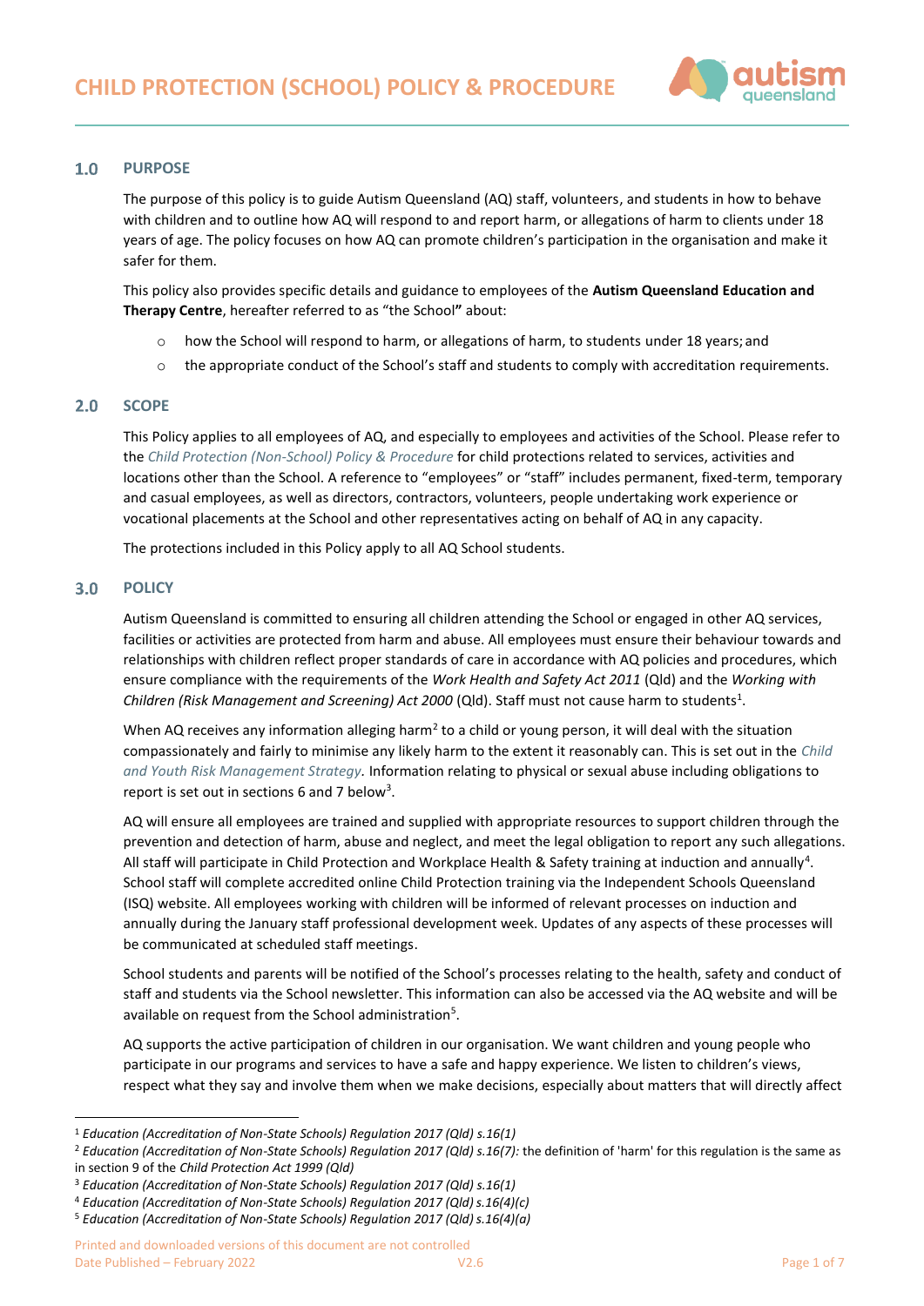# CHILD PROTECTION (SCHOOL) POLICY & PROCEDURE

## 1.0 PURPOSE

The purpose of this policy is to guide Autism Queensland (AQ) staff, volunteers, and students in how to behave with children and to outline how AQ will respond to and report harm, or allegations of harm to clients under 18 years of age. The policy focuses on how AQ can promote children's participation in the organisation and make it safer for them.

This policy also provides specific details and guidance to employees of the **Autism Queensland Education and Therapy Centre**, hereafter referred to as "the School**"** about:

- how the School will respond to harm, or allegations of harm, to students under 18 years; and
- the appropriate conduct of the School's staff and students to comply with accreditation requirements.

## 2.0 SCOPE

This Policy applies to all employees of AQ, and especially to employees and activities of the School. Please refer to the *Child Protection (Non-School) Policy & Procedure* for child protections related to services, activities and locations other than the School. A reference to "employees" or "staff" includes permanent, fixed-term, temporary and casual employees, as well as directors, contractors, volunteers, people undertaking work experience or vocational placements at the School and other representatives acting on behalf of AQ in any capacity.

The protections included in this Policy apply to all AQ School students.

## 3.0 POLICY

Autism Queensland is committed to ensuring all children attending the School or engaged in other AQ services, facilities or activities are protected from harm and abuse. All employees must ensure their behaviour towards and relationships with children reflect proper standards of care in accordance with AQ policies and procedures, which ensure compliance with the requirements of the *Work Health and Safety Act 2011* (Qld) and the *Working with Children (Risk Management and Screening) Act 2000* (Qld). Staff must not cause harm to students[1].

When AQ receives any information alleging harm[2] to a child or young person, it will deal with the situation compassionately and fairly to minimise any likely harm to the extent it reasonably can. This is set out in the *Child and Youth Risk Management Strategy*. Information relating to physical or sexual abuse including obligations to report is set out in sections 6 and 7 below[3].

AQ will ensure all employees are trained and supplied with appropriate resources to support children through the prevention and detection of harm, abuse and neglect, and meet the legal obligation to report any such allegations. All staff will participate in Child Protection and Workplace Health & Safety training at induction and annually[4]. School staff will complete accredited online Child Protection training via the Independent Schools Queensland (ISQ) website. All employees working with children will be informed of relevant processes on induction and annually during the January staff professional development week. Updates of any aspects of these processes will be communicated at scheduled staff meetings.

School students and parents will be notified of the School's processes relating to the health, safety and conduct of staff and students via the School newsletter. This information can also be accessed via the AQ website and will be available on request from the School administration[5].

AQ supports the active participation of children in our organisation. We want children and young people who participate in our programs and services to have a safe and happy experience. We listen to children's views, respect what they say and involve them when we make decisions, especially about matters that will directly affect

---

[1] *Education (Accreditation of Non-State Schools) Regulation 2017 (Qld) s.16(1)*

[2] *Education (Accreditation of Non-State Schools) Regulation 2017 (Qld) s.16(7):* the definition of 'harm' for this regulation is the same as in section 9 of the *Child Protection Act 1999 (Qld)*

[3] *Education (Accreditation of Non-State Schools) Regulation 2017 (Qld) s.16(1)*

[4] *Education (Accreditation of Non-State Schools) Regulation 2017 (Qld) s.16(4)(c)*

[5] *Education (Accreditation of Non-State Schools) Regulation 2017 (Qld) s.16(4)(a)*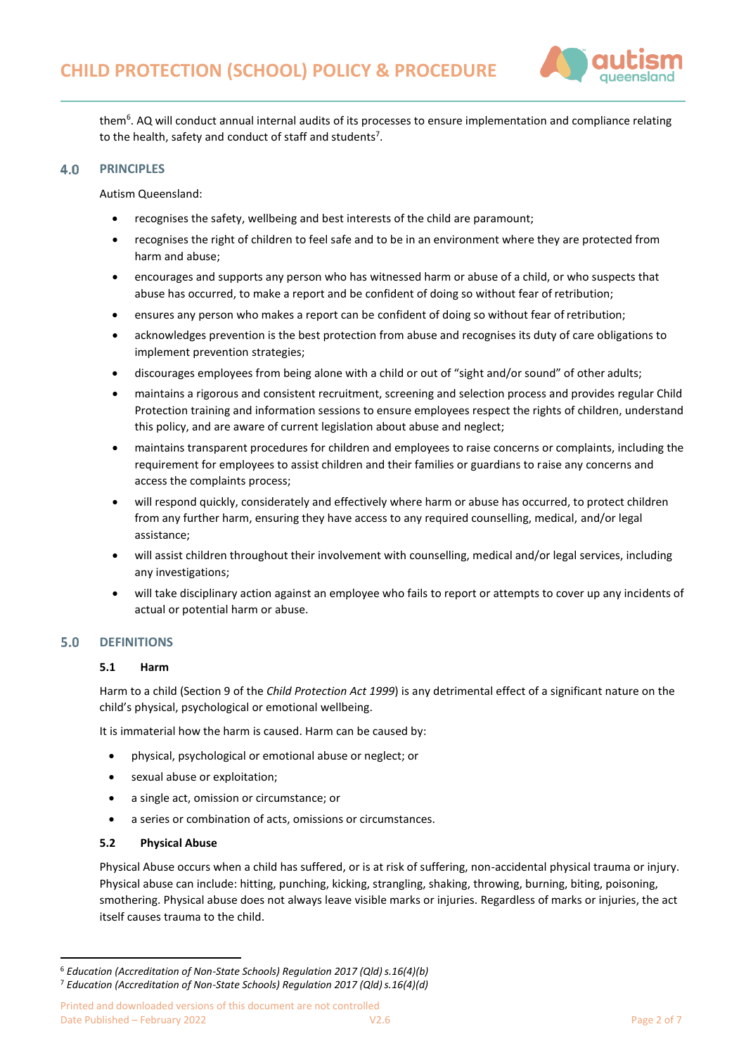them[6]. AQ will conduct annual internal audits of its processes to ensure implementation and compliance relating to the health, safety and conduct of staff and students[7].

## 4.0 PRINCIPLES

Autism Queensland:

- recognises the safety, wellbeing and best interests of the child are paramount;
- recognises the right of children to feel safe and to be in an environment where they are protected from harm and abuse;
- encourages and supports any person who has witnessed harm or abuse of a child, or who suspects that abuse has occurred, to make a report and be confident of doing so without fear of retribution;
- ensures any person who makes a report can be confident of doing so without fear of retribution;
- acknowledges prevention is the best protection from abuse and recognises its duty of care obligations to implement prevention strategies;
- discourages employees from being alone with a child or out of "sight and/or sound" of other adults;
- maintains a rigorous and consistent recruitment, screening and selection process and provides regular Child Protection training and information sessions to ensure employees respect the rights of children, understand this policy, and are aware of current legislation about abuse and neglect;
- maintains transparent procedures for children and employees to raise concerns or complaints, including the requirement for employees to assist children and their families or guardians to raise any concerns and access the complaints process;
- will respond quickly, considerately and effectively where harm or abuse has occurred, to protect children from any further harm, ensuring they have access to any required counselling, medical, and/or legal assistance;
- will assist children throughout their involvement with counselling, medical and/or legal services, including any investigations;
- will take disciplinary action against an employee who fails to report or attempts to cover up any incidents of actual or potential harm or abuse.

## 5.0 DEFINITIONS

### 5.1 Harm

Harm to a child (Section 9 of the *Child Protection Act 1999*) is any detrimental effect of a significant nature on the child's physical, psychological or emotional wellbeing.

It is immaterial how the harm is caused. Harm can be caused by:

- physical, psychological or emotional abuse or neglect; or
- sexual abuse or exploitation;
- a single act, omission or circumstance; or
- a series or combination of acts, omissions or circumstances.

### 5.2 Physical Abuse

Physical Abuse occurs when a child has suffered, or is at risk of suffering, non-accidental physical trauma or injury. Physical abuse can include: hitting, punching, kicking, strangling, shaking, throwing, burning, biting, poisoning, smothering. Physical abuse does not always leave visible marks or injuries. Regardless of marks or injuries, the act itself causes trauma to the child.

---

[6] *Education (Accreditation of Non-State Schools) Regulation 2017 (Qld) s.16(4)(b)*

[7] *Education (Accreditation of Non-State Schools) Regulation 2017 (Qld) s.16(4)(d)*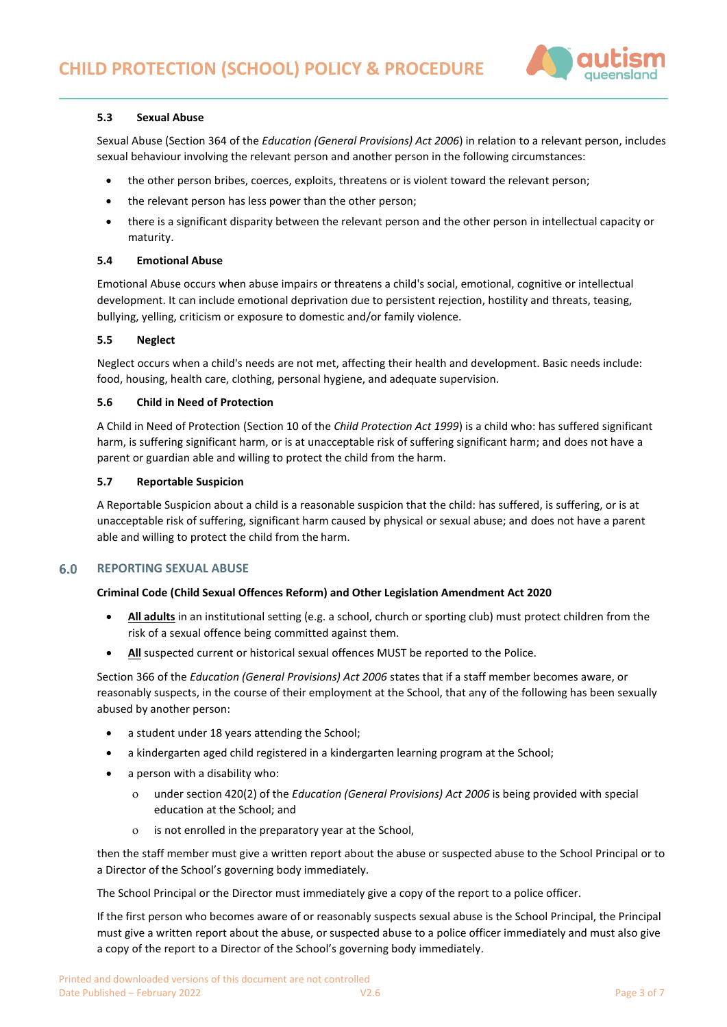### 5.3 Sexual Abuse

Sexual Abuse (Section 364 of the *Education (General Provisions) Act 2006*) in relation to a relevant person, includes sexual behaviour involving the relevant person and another person in the following circumstances:

- the other person bribes, coerces, exploits, threatens or is violent toward the relevant person;
- the relevant person has less power than the other person;
- there is a significant disparity between the relevant person and the other person in intellectual capacity or maturity.

### 5.4 Emotional Abuse

Emotional Abuse occurs when abuse impairs or threatens a child's social, emotional, cognitive or intellectual development. It can include emotional deprivation due to persistent rejection, hostility and threats, teasing, bullying, yelling, criticism or exposure to domestic and/or family violence.

### 5.5 Neglect

Neglect occurs when a child's needs are not met, affecting their health and development. Basic needs include: food, housing, health care, clothing, personal hygiene, and adequate supervision.

### 5.6 Child in Need of Protection

A Child in Need of Protection (Section 10 of the *Child Protection Act 1999*) is a child who: has suffered significant harm, is suffering significant harm, or is at unacceptable risk of suffering significant harm; and does not have a parent or guardian able and willing to protect the child from the harm.

### 5.7 Reportable Suspicion

A Reportable Suspicion about a child is a reasonable suspicion that the child: has suffered, is suffering, or is at unacceptable risk of suffering, significant harm caused by physical or sexual abuse; and does not have a parent able and willing to protect the child from the harm.

## 6.0 REPORTING SEXUAL ABUSE

**Criminal Code (Child Sexual Offences Reform) and Other Legislation Amendment Act 2020**

- **All adults** in an institutional setting (e.g. a school, church or sporting club) must protect children from the risk of a sexual offence being committed against them.
- **All** suspected current or historical sexual offences MUST be reported to the Police.

Section 366 of the *Education (General Provisions) Act 2006* states that if a staff member becomes aware, or reasonably suspects, in the course of their employment at the School, that any of the following has been sexually abused by another person:

- a student under 18 years attending the School;
- a kindergarten aged child registered in a kindergarten learning program at the School;
- a person with a disability who:
  - under section 420(2) of the *Education (General Provisions) Act 2006* is being provided with special education at the School; and
  - is not enrolled in the preparatory year at the School,

then the staff member must give a written report about the abuse or suspected abuse to the School Principal or to a Director of the School's governing body immediately.

The School Principal or the Director must immediately give a copy of the report to a police officer.

If the first person who becomes aware of or reasonably suspects sexual abuse is the School Principal, the Principal must give a written report about the abuse, or suspected abuse to a police officer immediately and must also give a copy of the report to a Director of the School's governing body immediately.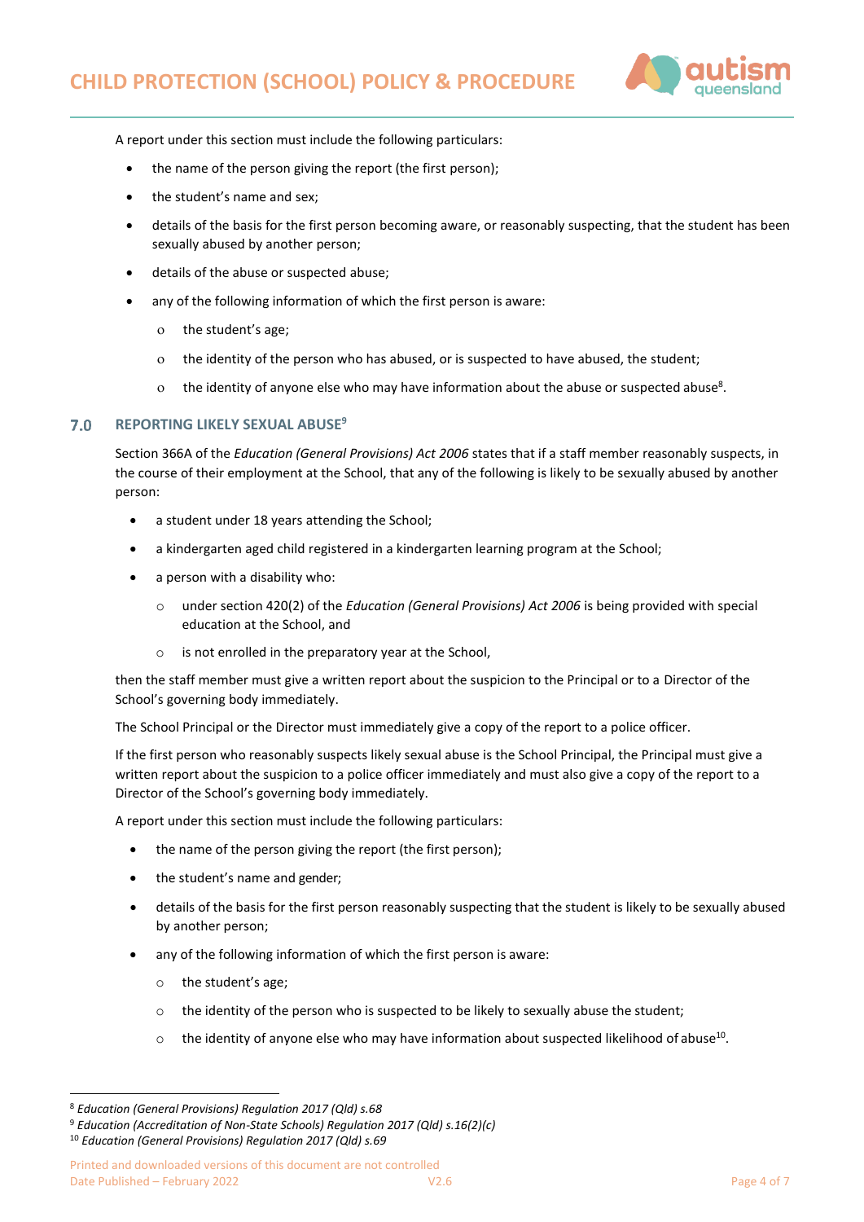A report under this section must include the following particulars:

- the name of the person giving the report (the first person);
- the student's name and sex;
- details of the basis for the first person becoming aware, or reasonably suspecting, that the student has been sexually abused by another person;
- details of the abuse or suspected abuse;
- any of the following information of which the first person is aware:
  - the student's age;
  - the identity of the person who has abused, or is suspected to have abused, the student;
  - the identity of anyone else who may have information about the abuse or suspected abuse[8].

## 7.0 REPORTING LIKELY SEXUAL ABUSE[9]

Section 366A of the *Education (General Provisions) Act 2006* states that if a staff member reasonably suspects, in the course of their employment at the School, that any of the following is likely to be sexually abused by another person:

- a student under 18 years attending the School;
- a kindergarten aged child registered in a kindergarten learning program at the School;
- a person with a disability who:
  - under section 420(2) of the *Education (General Provisions) Act 2006* is being provided with special education at the School, and
  - is not enrolled in the preparatory year at the School,

then the staff member must give a written report about the suspicion to the Principal or to a Director of the School's governing body immediately.

The School Principal or the Director must immediately give a copy of the report to a police officer.

If the first person who reasonably suspects likely sexual abuse is the School Principal, the Principal must give a written report about the suspicion to a police officer immediately and must also give a copy of the report to a Director of the School's governing body immediately.

A report under this section must include the following particulars:

- the name of the person giving the report (the first person);
- the student's name and gender;
- details of the basis for the first person reasonably suspecting that the student is likely to be sexually abused by another person;
- any of the following information of which the first person is aware:
  - the student's age;
  - the identity of the person who is suspected to be likely to sexually abuse the student;
  - the identity of anyone else who may have information about suspected likelihood of abuse[10].

---

[8] *Education (General Provisions) Regulation 2017 (Qld) s.68*

[9] *Education (Accreditation of Non-State Schools) Regulation 2017 (Qld) s.16(2)(c)*

[10] *Education (General Provisions) Regulation 2017 (Qld) s.69*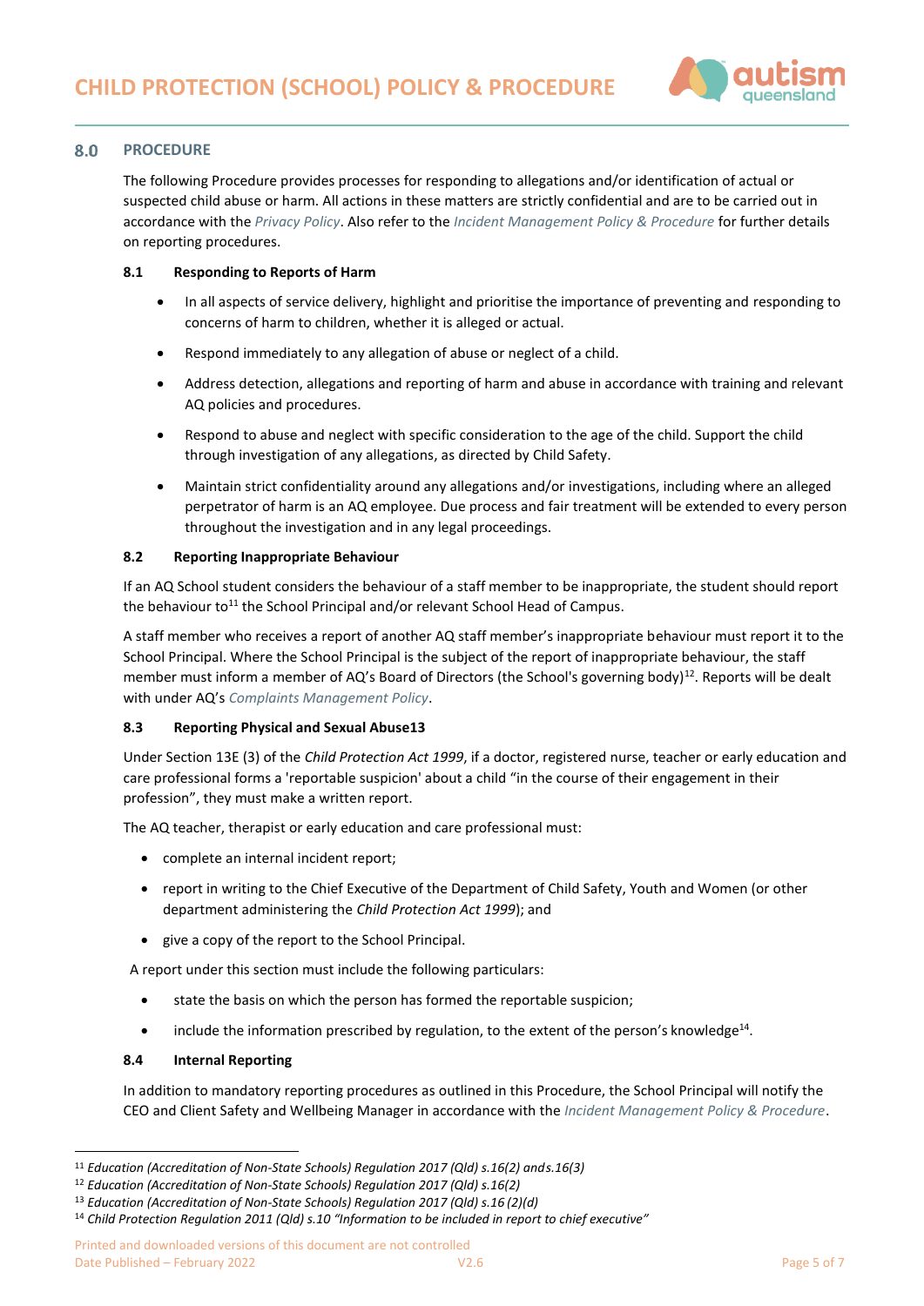## 8.0 PROCEDURE

The following Procedure provides processes for responding to allegations and/or identification of actual or suspected child abuse or harm. All actions in these matters are strictly confidential and are to be carried out in accordance with the *Privacy Policy*. Also refer to the *Incident Management Policy & Procedure* for further details on reporting procedures.

### 8.1 Responding to Reports of Harm

- In all aspects of service delivery, highlight and prioritise the importance of preventing and responding to concerns of harm to children, whether it is alleged or actual.
- Respond immediately to any allegation of abuse or neglect of a child.
- Address detection, allegations and reporting of harm and abuse in accordance with training and relevant AQ policies and procedures.
- Respond to abuse and neglect with specific consideration to the age of the child. Support the child through investigation of any allegations, as directed by Child Safety.
- Maintain strict confidentiality around any allegations and/or investigations, including where an alleged perpetrator of harm is an AQ employee. Due process and fair treatment will be extended to every person throughout the investigation and in any legal proceedings.

### 8.2 Reporting Inappropriate Behaviour

If an AQ School student considers the behaviour of a staff member to be inappropriate, the student should report the behaviour to[11] the School Principal and/or relevant School Head of Campus.

A staff member who receives a report of another AQ staff member's inappropriate behaviour must report it to the School Principal. Where the School Principal is the subject of the report of inappropriate behaviour, the staff member must inform a member of AQ's Board of Directors (the School's governing body)[12]. Reports will be dealt with under AQ's *Complaints Management Policy*.

### 8.3 Reporting Physical and Sexual Abuse13

Under Section 13E (3) of the *Child Protection Act 1999*, if a doctor, registered nurse, teacher or early education and care professional forms a 'reportable suspicion' about a child "in the course of their engagement in their profession", they must make a written report.

The AQ teacher, therapist or early education and care professional must:

- complete an internal incident report;
- report in writing to the Chief Executive of the Department of Child Safety, Youth and Women (or other department administering the *Child Protection Act 1999*); and
- give a copy of the report to the School Principal.

A report under this section must include the following particulars:

- state the basis on which the person has formed the reportable suspicion;
- include the information prescribed by regulation, to the extent of the person's knowledge[14].

### 8.4 Internal Reporting

In addition to mandatory reporting procedures as outlined in this Procedure, the School Principal will notify the CEO and Client Safety and Wellbeing Manager in accordance with the *Incident Management Policy & Procedure*.

---

[11] *Education (Accreditation of Non-State Schools) Regulation 2017 (Qld) s.16(2) ands.16(3)*

[12] *Education (Accreditation of Non-State Schools) Regulation 2017 (Qld) s.16(2)*

[13] *Education (Accreditation of Non-State Schools) Regulation 2017 (Qld) s.16 (2)(d)*

[14] *Child Protection Regulation 2011 (Qld) s.10 "Information to be included in report to chief executive"*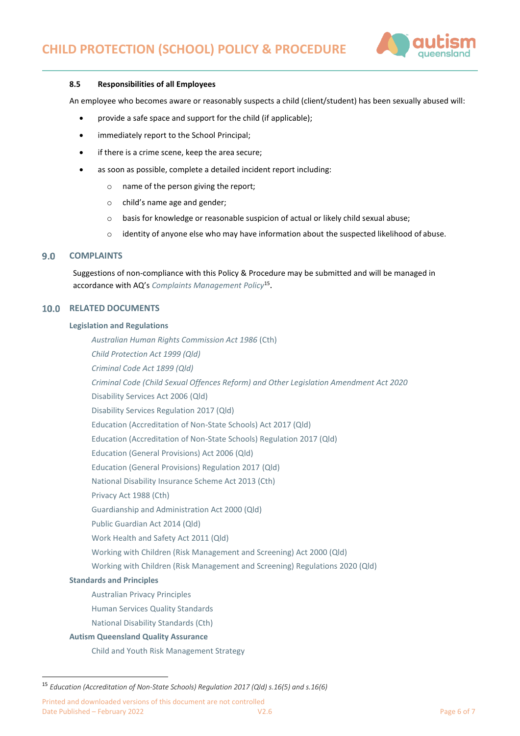### 8.5 Responsibilities of all Employees

An employee who becomes aware or reasonably suspects a child (client/student) has been sexually abused will:

- provide a safe space and support for the child (if applicable);
- immediately report to the School Principal;
- if there is a crime scene, keep the area secure;
- as soon as possible, complete a detailed incident report including:
  - name of the person giving the report;
  - child's name age and gender;
  - basis for knowledge or reasonable suspicion of actual or likely child sexual abuse;
  - identity of anyone else who may have information about the suspected likelihood of abuse.

## 9.0 COMPLAINTS

Suggestions of non-compliance with this Policy & Procedure may be submitted and will be managed in accordance with AQ's *Complaints Management Policy*[15].

## 10.0 RELATED DOCUMENTS

**Legislation and Regulations**

*Australian Human Rights Commission Act 1986* (Cth)
*Child Protection Act 1999 (Qld)*
*Criminal Code Act 1899 (Qld)*
*Criminal Code (Child Sexual Offences Reform) and Other Legislation Amendment Act 2020*
Disability Services Act 2006 (Qld)
Disability Services Regulation 2017 (Qld)
Education (Accreditation of Non-State Schools) Act 2017 (Qld)
Education (Accreditation of Non-State Schools) Regulation 2017 (Qld)
Education (General Provisions) Act 2006 (Qld)
Education (General Provisions) Regulation 2017 (Qld)
National Disability Insurance Scheme Act 2013 (Cth)
Privacy Act 1988 (Cth)
Guardianship and Administration Act 2000 (Qld)
Public Guardian Act 2014 (Qld)
Work Health and Safety Act 2011 (Qld)
Working with Children (Risk Management and Screening) Act 2000 (Qld)
Working with Children (Risk Management and Screening) Regulations 2020 (Qld)

**Standards and Principles**

Australian Privacy Principles
Human Services Quality Standards
National Disability Standards (Cth)

**Autism Queensland Quality Assurance**

Child and Youth Risk Management Strategy

---

[15] *Education (Accreditation of Non-State Schools) Regulation 2017 (Qld) s.16(5) and s.16(6)*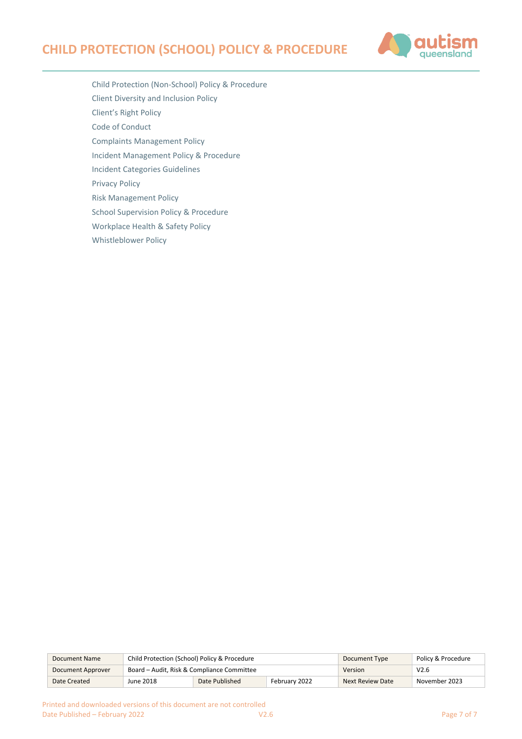- Child Protection (Non-School) Policy & Procedure
- Client Diversity and Inclusion Policy
- Client's Right Policy
- Code of Conduct
- Complaints Management Policy
- Incident Management Policy & Procedure
- Incident Categories Guidelines
- Privacy Policy
- Risk Management Policy
- School Supervision Policy & Procedure
- Workplace Health & Safety Policy
- Whistleblower Policy

| | | | | | |
|---|---|---|---|---|---|
| Document Name | Child Protection (School) Policy & Procedure | | | Document Type | Policy & Procedure |
| Document Approver | Board – Audit, Risk & Compliance Committee | | | Version | V2.6 |
| Date Created | June 2018 | Date Published | February 2022 | Next Review Date | November 2023 |

Printed and downloaded versions of this document are not controlled